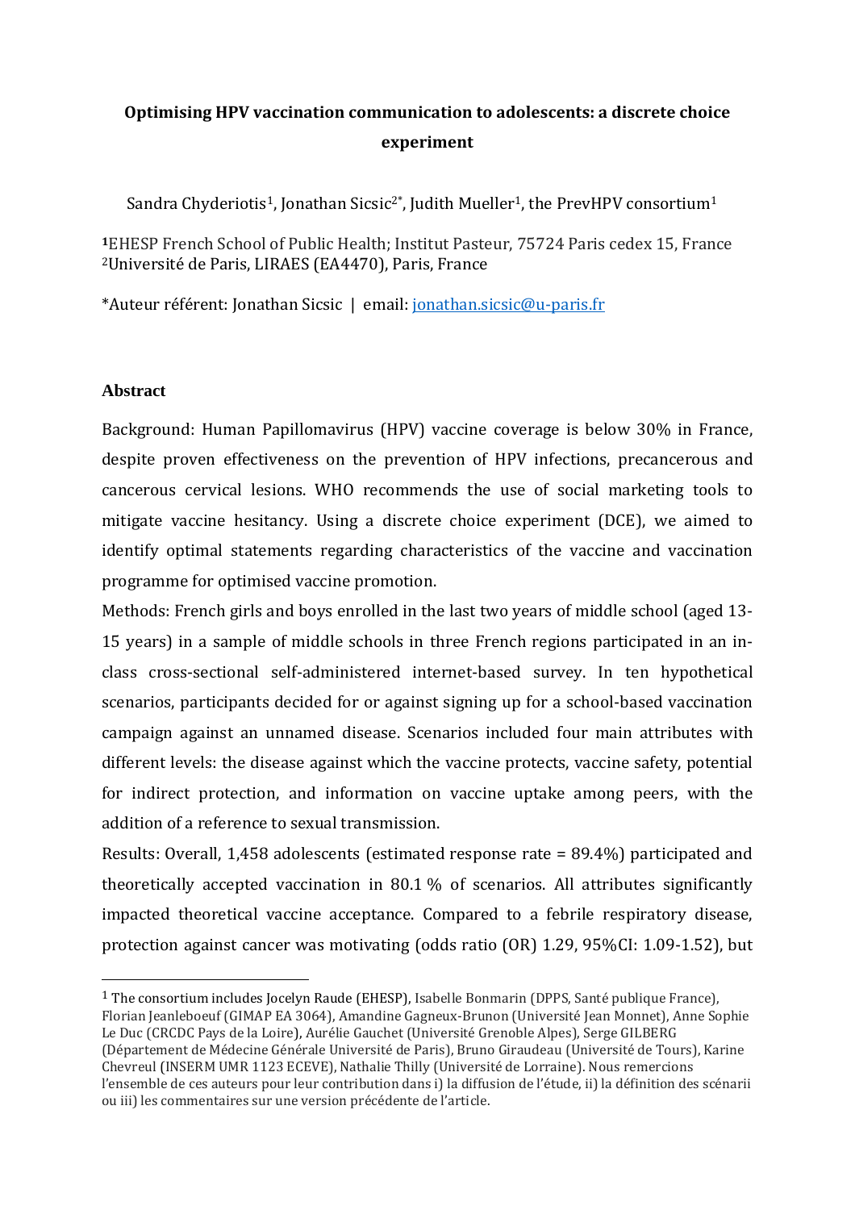**Optimising HPV vaccination communication to adolescents: a discrete choice experiment**

Sandra Chyderiotis[1], Jonathan Sicsic[2*], Judith Mueller[1], the PrevHPV consortium[1]

[1]EHESP French School of Public Health; Institut Pasteur, 75724 Paris cedex 15, France
[2]Université de Paris, LIRAES (EA4470), Paris, France

*Auteur référent: Jonathan Sicsic | email: jonathan.sicsic@u-paris.fr

### Abstract

Background: Human Papillomavirus (HPV) vaccine coverage is below 30% in France, despite proven effectiveness on the prevention of HPV infections, precancerous and cancerous cervical lesions. WHO recommends the use of social marketing tools to mitigate vaccine hesitancy. Using a discrete choice experiment (DCE), we aimed to identify optimal statements regarding characteristics of the vaccine and vaccination programme for optimised vaccine promotion.

Methods: French girls and boys enrolled in the last two years of middle school (aged 13-15 years) in a sample of middle schools in three French regions participated in an in-class cross-sectional self-administered internet-based survey. In ten hypothetical scenarios, participants decided for or against signing up for a school-based vaccination campaign against an unnamed disease. Scenarios included four main attributes with different levels: the disease against which the vaccine protects, vaccine safety, potential for indirect protection, and information on vaccine uptake among peers, with the addition of a reference to sexual transmission.

Results: Overall, 1,458 adolescents (estimated response rate = 89.4%) participated and theoretically accepted vaccination in 80.1 % of scenarios. All attributes significantly impacted theoretical vaccine acceptance. Compared to a febrile respiratory disease, protection against cancer was motivating (odds ratio (OR) 1.29, 95%CI: 1.09-1.52), but

---

[1] The consortium includes Jocelyn Raude (EHESP), Isabelle Bonmarin (DPPS, Santé publique France), Florian Jeanleboeuf (GIMAP EA 3064), Amandine Gagneux-Brunon (Université Jean Monnet), Anne Sophie Le Duc (CRCDC Pays de la Loire), Aurélie Gauchet (Université Grenoble Alpes), Serge GILBERG (Département de Médecine Générale Université de Paris), Bruno Giraudeau (Université de Tours), Karine Chevreul (INSERM UMR 1123 ECEVE), Nathalie Thilly (Université de Lorraine). Nous remercions l'ensemble de ces auteurs pour leur contribution dans i) la diffusion de l'étude, ii) la définition des scénarii ou iii) les commentaires sur une version précédente de l'article.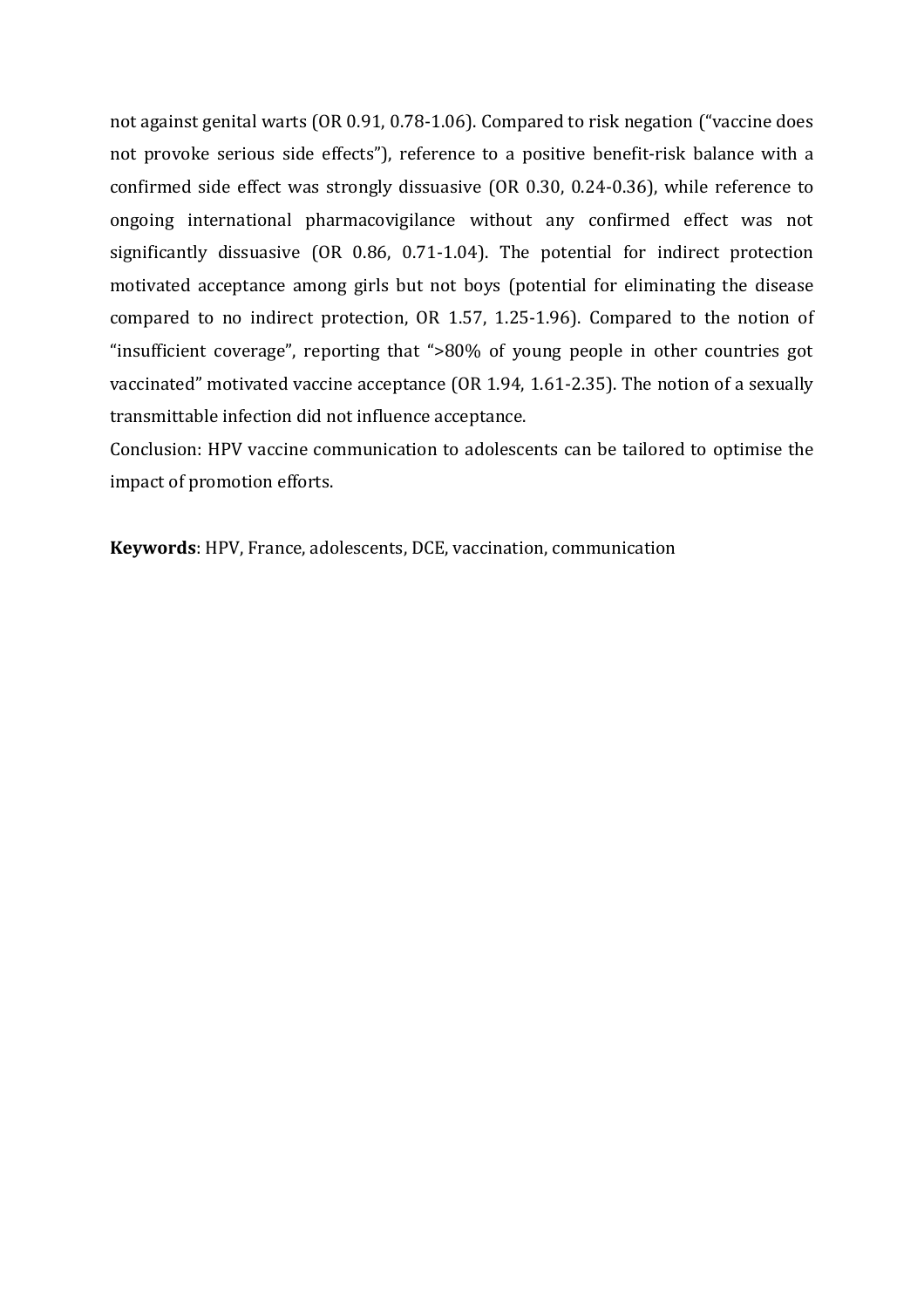not against genital warts (OR 0.91, 0.78-1.06). Compared to risk negation ("vaccine does not provoke serious side effects"), reference to a positive benefit-risk balance with a confirmed side effect was strongly dissuasive (OR 0.30, 0.24-0.36), while reference to ongoing international pharmacovigilance without any confirmed effect was not significantly dissuasive (OR 0.86, 0.71-1.04). The potential for indirect protection motivated acceptance among girls but not boys (potential for eliminating the disease compared to no indirect protection, OR 1.57, 1.25-1.96). Compared to the notion of "insufficient coverage", reporting that ">80% of young people in other countries got vaccinated" motivated vaccine acceptance (OR 1.94, 1.61-2.35). The notion of a sexually transmittable infection did not influence acceptance.

Conclusion: HPV vaccine communication to adolescents can be tailored to optimise the impact of promotion efforts.

**Keywords**: HPV, France, adolescents, DCE, vaccination, communication